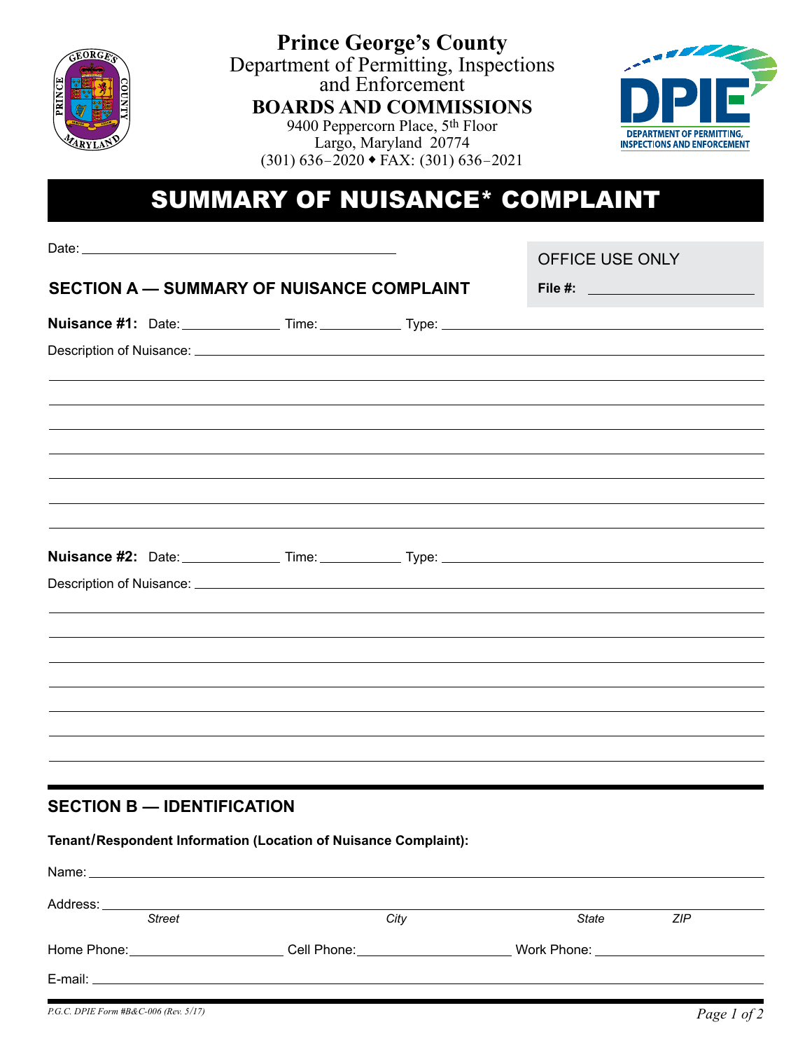**Prince George's County**
Department of Permitting, Inspections and Enforcement
**BOARDS AND COMMISSIONS**
9400 Peppercorn Place, 5th Floor
Largo, Maryland 20774
(301) 636–2020 ◆ FAX: (301) 636–2021

DPIE
DEPARTMENT OF PERMITTING, INSPECTIONS AND ENFORCEMENT

# SUMMARY OF NUISANCE* COMPLAINT

Date: ______________________________

OFFICE USE ONLY
**File #:** ____________________

## SECTION A — SUMMARY OF NUISANCE COMPLAINT

**Nuisance #1:** Date: __________ Time: _________ Type: ______________________________

Description of Nuisance: ______________________________

______________________________

______________________________

______________________________

______________________________

______________________________

______________________________

**Nuisance #2:** Date: __________ Time: _________ Type: ______________________________

Description of Nuisance: ______________________________

______________________________

______________________________

______________________________

______________________________

______________________________

______________________________

## SECTION B — IDENTIFICATION

**Tenant/Respondent Information (Location of Nuisance Complaint):**

Name: ______________________________

Address: ______________________________
*Street* *City* *State* *ZIP*

Home Phone: ______________ Cell Phone: ______________ Work Phone: ______________

E-mail: ______________________________

*P.G.C. DPIE Form #B&C-006 (Rev. 5/17)*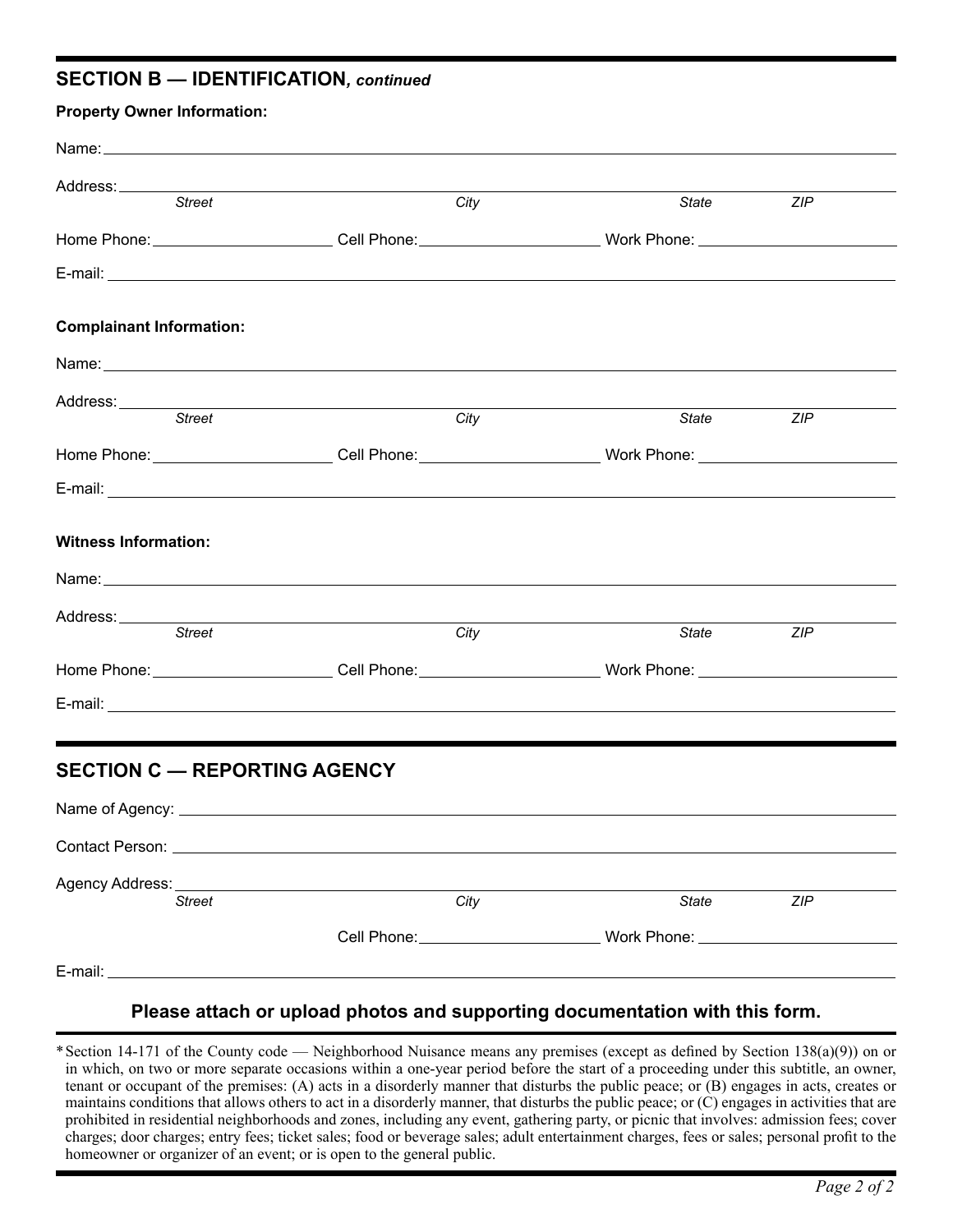## SECTION B — IDENTIFICATION, *continued*

**Property Owner Information:**

Name: \_\_\_\_\_\_\_\_\_\_\_\_\_\_\_\_\_\_\_\_\_\_\_\_\_\_\_\_\_\_\_\_\_\_\_\_\_\_\_\_

Address: \_\_\_\_\_\_\_\_\_\_\_\_\_\_\_\_\_\_\_\_\_\_\_\_\_\_\_\_\_\_\_\_\_\_\_\_\_\_\_\_
*Street* *City* *State* *ZIP*

Home Phone: \_\_\_\_\_\_\_\_\_\_\_\_\_\_ Cell Phone: \_\_\_\_\_\_\_\_\_\_\_\_\_\_ Work Phone: \_\_\_\_\_\_\_\_\_\_\_\_\_\_

E-mail: \_\_\_\_\_\_\_\_\_\_\_\_\_\_\_\_\_\_\_\_\_\_\_\_\_\_\_\_\_\_\_\_\_\_\_\_\_\_\_\_

**Complainant Information:**

Name: \_\_\_\_\_\_\_\_\_\_\_\_\_\_\_\_\_\_\_\_\_\_\_\_\_\_\_\_\_\_\_\_\_\_\_\_\_\_\_\_

Address: \_\_\_\_\_\_\_\_\_\_\_\_\_\_\_\_\_\_\_\_\_\_\_\_\_\_\_\_\_\_\_\_\_\_\_\_\_\_\_\_
*Street* *City* *State* *ZIP*

Home Phone: \_\_\_\_\_\_\_\_\_\_\_\_\_\_ Cell Phone: \_\_\_\_\_\_\_\_\_\_\_\_\_\_ Work Phone: \_\_\_\_\_\_\_\_\_\_\_\_\_\_

E-mail: \_\_\_\_\_\_\_\_\_\_\_\_\_\_\_\_\_\_\_\_\_\_\_\_\_\_\_\_\_\_\_\_\_\_\_\_\_\_\_\_

**Witness Information:**

Name: \_\_\_\_\_\_\_\_\_\_\_\_\_\_\_\_\_\_\_\_\_\_\_\_\_\_\_\_\_\_\_\_\_\_\_\_\_\_\_\_

Address: \_\_\_\_\_\_\_\_\_\_\_\_\_\_\_\_\_\_\_\_\_\_\_\_\_\_\_\_\_\_\_\_\_\_\_\_\_\_\_\_
*Street* *City* *State* *ZIP*

Home Phone: \_\_\_\_\_\_\_\_\_\_\_\_\_\_ Cell Phone: \_\_\_\_\_\_\_\_\_\_\_\_\_\_ Work Phone: \_\_\_\_\_\_\_\_\_\_\_\_\_\_

E-mail: \_\_\_\_\_\_\_\_\_\_\_\_\_\_\_\_\_\_\_\_\_\_\_\_\_\_\_\_\_\_\_\_\_\_\_\_\_\_\_\_

## SECTION C — REPORTING AGENCY

Name of Agency: \_\_\_\_\_\_\_\_\_\_\_\_\_\_\_\_\_\_\_\_\_\_\_\_\_\_\_\_\_\_\_\_\_\_\_\_\_\_\_\_

Contact Person: \_\_\_\_\_\_\_\_\_\_\_\_\_\_\_\_\_\_\_\_\_\_\_\_\_\_\_\_\_\_\_\_\_\_\_\_\_\_\_\_

Agency Address: \_\_\_\_\_\_\_\_\_\_\_\_\_\_\_\_\_\_\_\_\_\_\_\_\_\_\_\_\_\_\_\_\_\_\_\_\_\_\_\_
*Street* *City* *State* *ZIP*

Cell Phone: \_\_\_\_\_\_\_\_\_\_\_\_\_\_ Work Phone: \_\_\_\_\_\_\_\_\_\_\_\_\_\_

E-mail: \_\_\_\_\_\_\_\_\_\_\_\_\_\_\_\_\_\_\_\_\_\_\_\_\_\_\_\_\_\_\_\_\_\_\_\_\_\_\_\_

**Please attach or upload photos and supporting documentation with this form.**

*Section 14-171 of the County code — Neighborhood Nuisance means any premises (except as defined by Section 138(a)(9)) on or in which, on two or more separate occasions within a one-year period before the start of a proceeding under this subtitle, an owner, tenant or occupant of the premises: (A) acts in a disorderly manner that disturbs the public peace; or (B) engages in acts, creates or maintains conditions that allows others to act in a disorderly manner, that disturbs the public peace; or (C) engages in activities that are prohibited in residential neighborhoods and zones, including any event, gathering party, or picnic that involves: admission fees; cover charges; door charges; entry fees; ticket sales; food or beverage sales; adult entertainment charges, fees or sales; personal profit to the homeowner or organizer of an event; or is open to the general public.